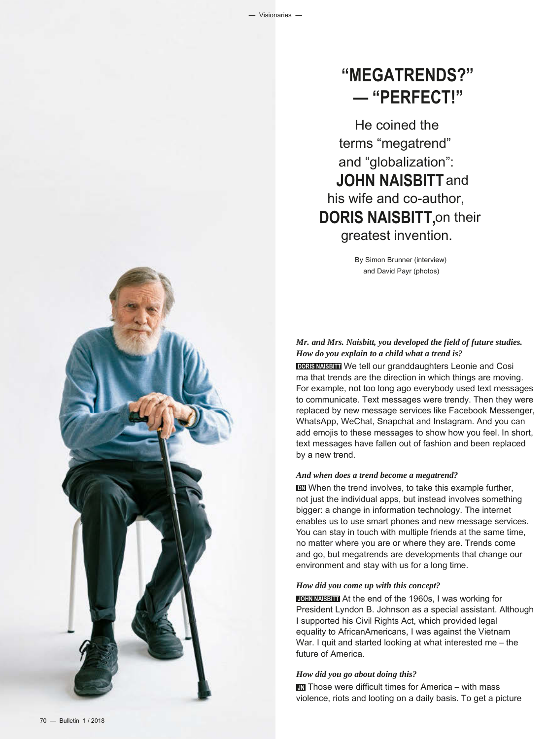# "MEGATRENDS?" — "PERFECT!"

He coined the terms "megatrend" and "globalization": **JOHN NAISBITT** and his wife and co-author, **DORIS NAISBITT,** on their greatest invention.

By Simon Brunner (interview) and David Payr (photos)

***Mr. and Mrs. Naisbitt, you developed the field of future studies. How do you explain to a child what a trend is?***

**DORIS NAISBITT** We tell our granddaughters Leonie and Cosima that trends are the direction in which things are moving. For example, not too long ago everybody used text messages to communicate. Text messages were trendy. Then they were replaced by new message services like Facebook Messenger, WhatsApp, WeChat, Snapchat and Instagram. And you can add emojis to these messages to show how you feel. In short, text messages have fallen out of fashion and been replaced by a new trend.

***And when does a trend become a megatrend?***

**DN** When the trend involves, to take this example further, not just the individual apps, but instead involves something bigger: a change in information technology. The internet enables us to use smart phones and new message services. You can stay in touch with multiple friends at the same time, no matter where you are or where they are. Trends come and go, but megatrends are developments that change our environment and stay with us for a long time.

***How did you come up with this concept?***

**JOHN NAISBITT** At the end of the 1960s, I was working for President Lyndon B. Johnson as a special assistant. Although I supported his Civil Rights Act, which provided legal equality to AfricanAmericans, I was against the Vietnam War. I quit and started looking at what interested me – the future of America.

***How did you go about doing this?***

**JN** Those were difficult times for America – with mass violence, riots and looting on a daily basis. To get a picture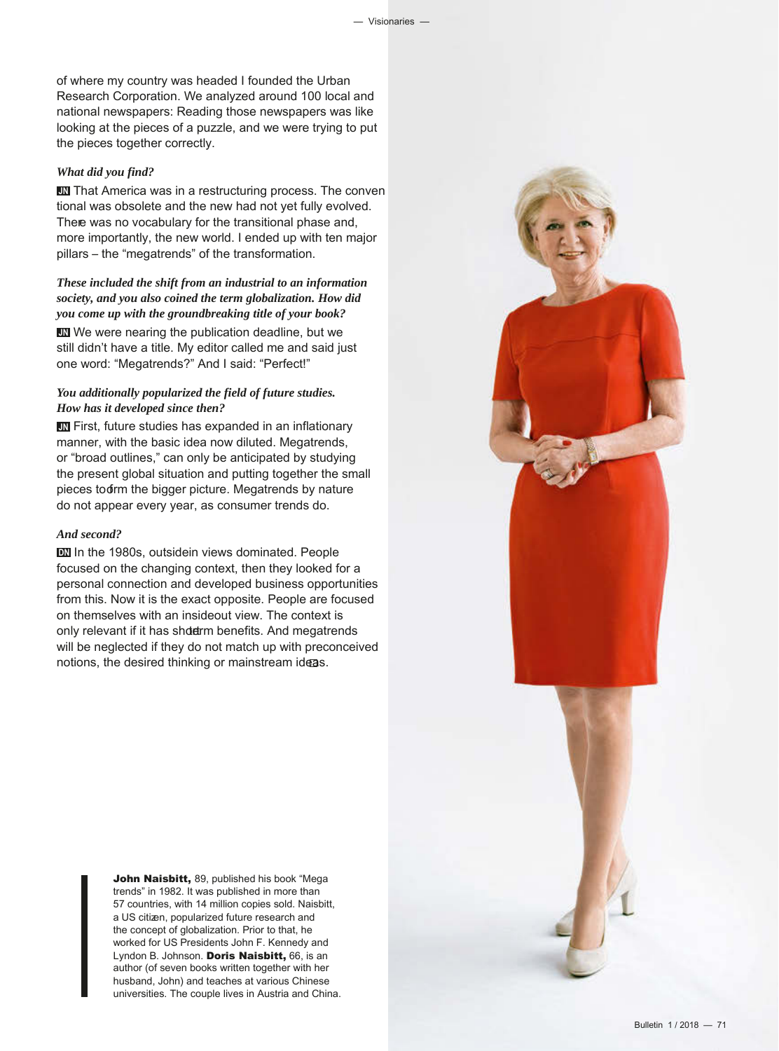of where my country was headed I founded the Urban Research Corporation. We analyzed around 100 local and national newspapers: Reading those newspapers was like looking at the pieces of a puzzle, and we were trying to put the pieces together correctly.

***What did you find?***

**JN** That America was in a restructuring process. The conventional was obsolete and the new had not yet fully evolved. There was no vocabulary for the transitional phase and, more importantly, the new world. I ended up with ten major pillars – the "megatrends" of the transformation.

***These included the shift from an industrial to an information society, and you also coined the term globalization. How did you come up with the groundbreaking title of your book?***

**JN** We were nearing the publication deadline, but we still didn't have a title. My editor called me and said just one word: "Megatrends?" And I said: "Perfect!"

***You additionally popularized the field of future studies. How has it developed since then?***

**JN** First, future studies has expanded in an inflationary manner, with the basic idea now diluted. Megatrends, or "broad outlines," can only be anticipated by studying the present global situation and putting together the small pieces to form the bigger picture. Megatrends by nature do not appear every year, as consumer trends do.

***And second?***

**DN** In the 1980s, outside-in views dominated. People focused on the changing context, then they looked for a personal connection and developed business opportunities from this. Now it is the exact opposite. People are focused on themselves with an inside-out view. The context is only relevant if it has short-term benefits. And megatrends will be neglected if they do not match up with preconceived notions, the desired thinking or mainstream ideas.

**John Naisbitt,** 89, published his book "Megatrends" in 1982. It was published in more than 57 countries, with 14 million copies sold. Naisbitt, a US citizen, popularized future research and the concept of globalization. Prior to that, he worked for US Presidents John F. Kennedy and Lyndon B. Johnson. **Doris Naisbitt,** 66, is an author (of seven books written together with her husband, John) and teaches at various Chinese universities. The couple lives in Austria and China.